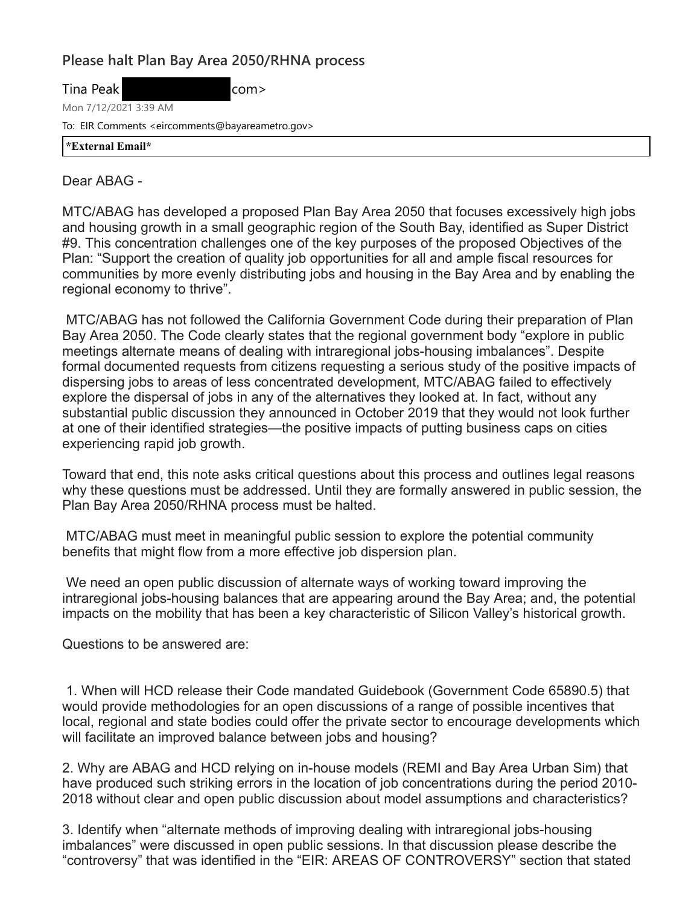## Please halt Plan Bay Area 2050/RHNA process

Tina Peak com>

Mon 7/12/2021 3:39 AM

To: EIR Comments <eircomments@bayareametro.gov>

**\*External Email\***

Dear ABAG -

MTC/ABAG has developed a proposed Plan Bay Area 2050 that focuses excessively high jobs and housing growth in a small geographic region of the South Bay, identified as Super District #9. This concentration challenges one of the key purposes of the proposed Objectives of the Plan: "Support the creation of quality job opportunities for all and ample fiscal resources for communities by more evenly distributing jobs and housing in the Bay Area and by enabling the regional economy to thrive".

MTC/ABAG has not followed the California Government Code during their preparation of Plan Bay Area 2050. The Code clearly states that the regional government body "explore in public meetings alternate means of dealing with intraregional jobs-housing imbalances". Despite formal documented requests from citizens requesting a serious study of the positive impacts of dispersing jobs to areas of less concentrated development, MTC/ABAG failed to effectively explore the dispersal of jobs in any of the alternatives they looked at. In fact, without any substantial public discussion they announced in October 2019 that they would not look further at one of their identified strategies—the positive impacts of putting business caps on cities experiencing rapid job growth.

Toward that end, this note asks critical questions about this process and outlines legal reasons why these questions must be addressed. Until they are formally answered in public session, the Plan Bay Area 2050/RHNA process must be halted.

MTC/ABAG must meet in meaningful public session to explore the potential community benefits that might flow from a more effective job dispersion plan.

We need an open public discussion of alternate ways of working toward improving the intraregional jobs-housing balances that are appearing around the Bay Area; and, the potential impacts on the mobility that has been a key characteristic of Silicon Valley's historical growth.

Questions to be answered are:

1. When will HCD release their Code mandated Guidebook (Government Code 65890.5) that would provide methodologies for an open discussions of a range of possible incentives that local, regional and state bodies could offer the private sector to encourage developments which will facilitate an improved balance between jobs and housing?

2. Why are ABAG and HCD relying on in-house models (REMI and Bay Area Urban Sim) that have produced such striking errors in the location of job concentrations during the period 2010-2018 without clear and open public discussion about model assumptions and characteristics?

3. Identify when "alternate methods of improving dealing with intraregional jobs-housing imbalances" were discussed in open public sessions. In that discussion please describe the "controversy" that was identified in the "EIR: AREAS OF CONTROVERSY" section that stated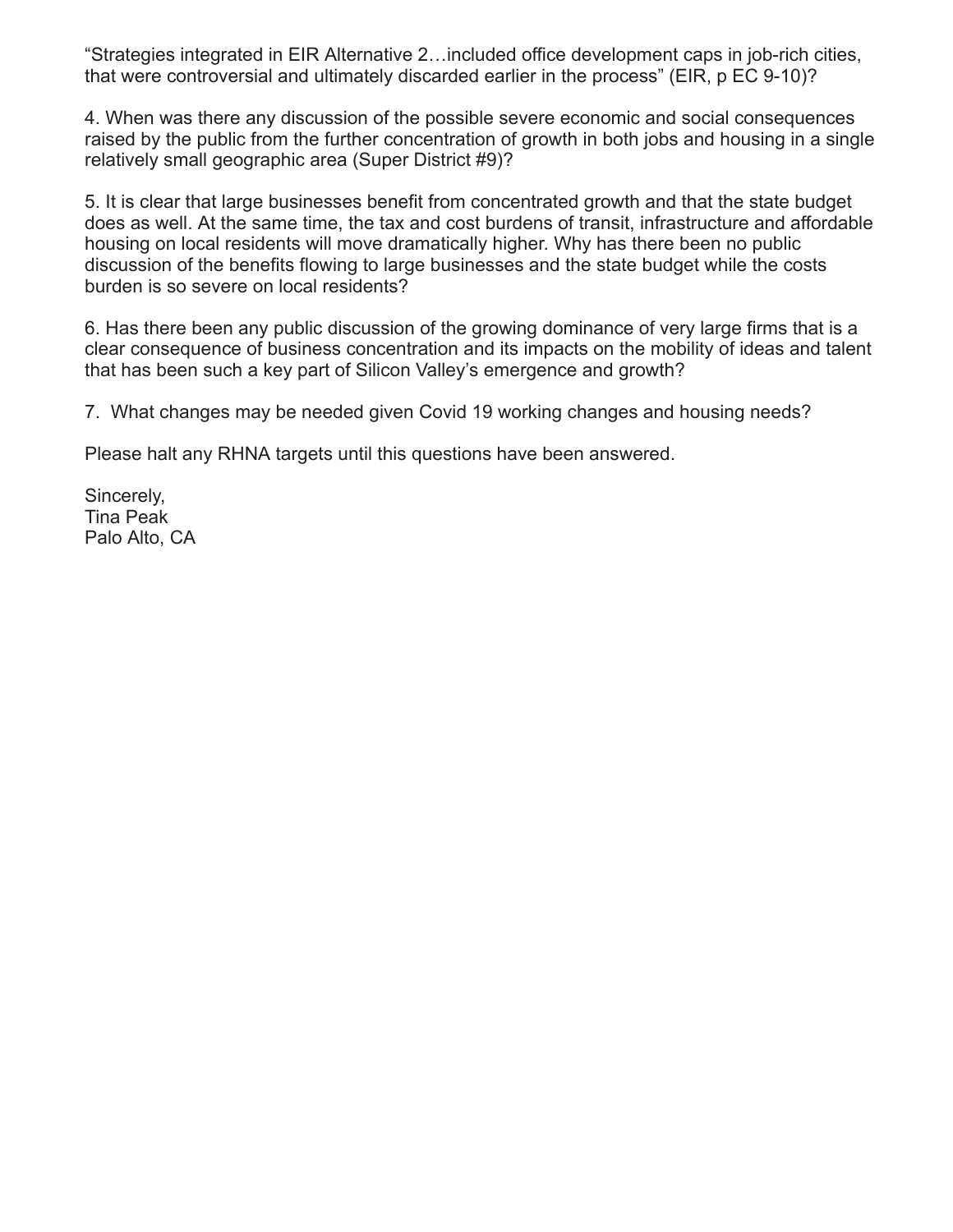"Strategies integrated in EIR Alternative 2…included office development caps in job-rich cities, that were controversial and ultimately discarded earlier in the process" (EIR, p EC 9-10)?

4. When was there any discussion of the possible severe economic and social consequences raised by the public from the further concentration of growth in both jobs and housing in a single relatively small geographic area (Super District #9)?

5. It is clear that large businesses benefit from concentrated growth and that the state budget does as well. At the same time, the tax and cost burdens of transit, infrastructure and affordable housing on local residents will move dramatically higher. Why has there been no public discussion of the benefits flowing to large businesses and the state budget while the costs burden is so severe on local residents?

6. Has there been any public discussion of the growing dominance of very large firms that is a clear consequence of business concentration and its impacts on the mobility of ideas and talent that has been such a key part of Silicon Valley's emergence and growth?

7. What changes may be needed given Covid 19 working changes and housing needs?

Please halt any RHNA targets until this questions have been answered.

Sincerely,
Tina Peak
Palo Alto, CA